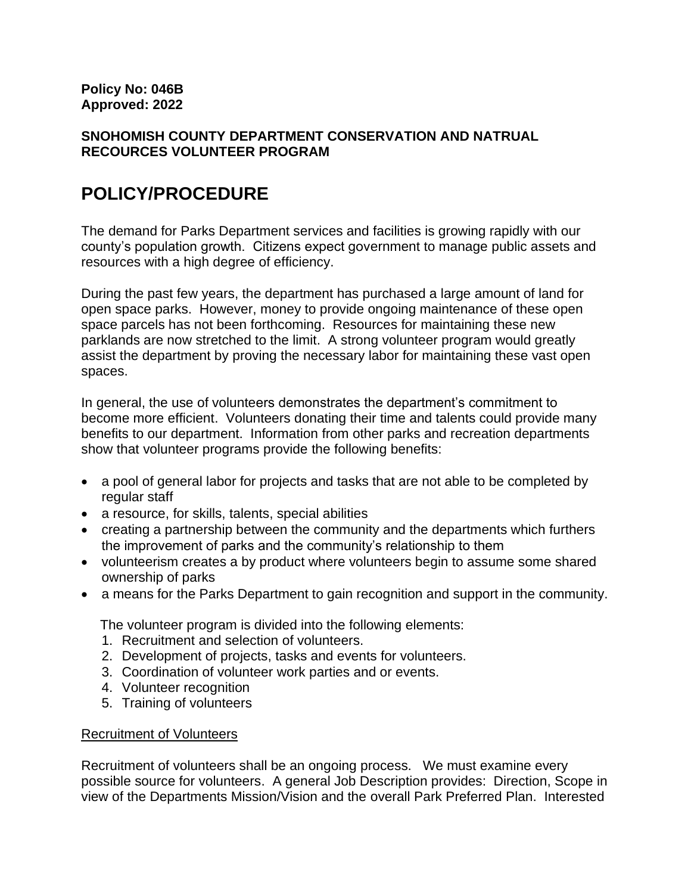**Policy No: 046B**
**Approved: 2022**

**SNOHOMISH COUNTY DEPARTMENT CONSERVATION AND NATRUAL RECOURCES VOLUNTEER PROGRAM**

# POLICY/PROCEDURE

The demand for Parks Department services and facilities is growing rapidly with our county's population growth. Citizens expect government to manage public assets and resources with a high degree of efficiency.

During the past few years, the department has purchased a large amount of land for open space parks. However, money to provide ongoing maintenance of these open space parcels has not been forthcoming. Resources for maintaining these new parklands are now stretched to the limit. A strong volunteer program would greatly assist the department by proving the necessary labor for maintaining these vast open spaces.

In general, the use of volunteers demonstrates the department's commitment to become more efficient. Volunteers donating their time and talents could provide many benefits to our department. Information from other parks and recreation departments show that volunteer programs provide the following benefits:

- a pool of general labor for projects and tasks that are not able to be completed by regular staff
- a resource, for skills, talents, special abilities
- creating a partnership between the community and the departments which furthers the improvement of parks and the community's relationship to them
- volunteerism creates a by product where volunteers begin to assume some shared ownership of parks
- a means for the Parks Department to gain recognition and support in the community.

The volunteer program is divided into the following elements:

1. Recruitment and selection of volunteers.
2. Development of projects, tasks and events for volunteers.
3. Coordination of volunteer work parties and or events.
4. Volunteer recognition
5. Training of volunteers

<u>Recruitment of Volunteers</u>

Recruitment of volunteers shall be an ongoing process. We must examine every possible source for volunteers. A general Job Description provides: Direction, Scope in view of the Departments Mission/Vision and the overall Park Preferred Plan. Interested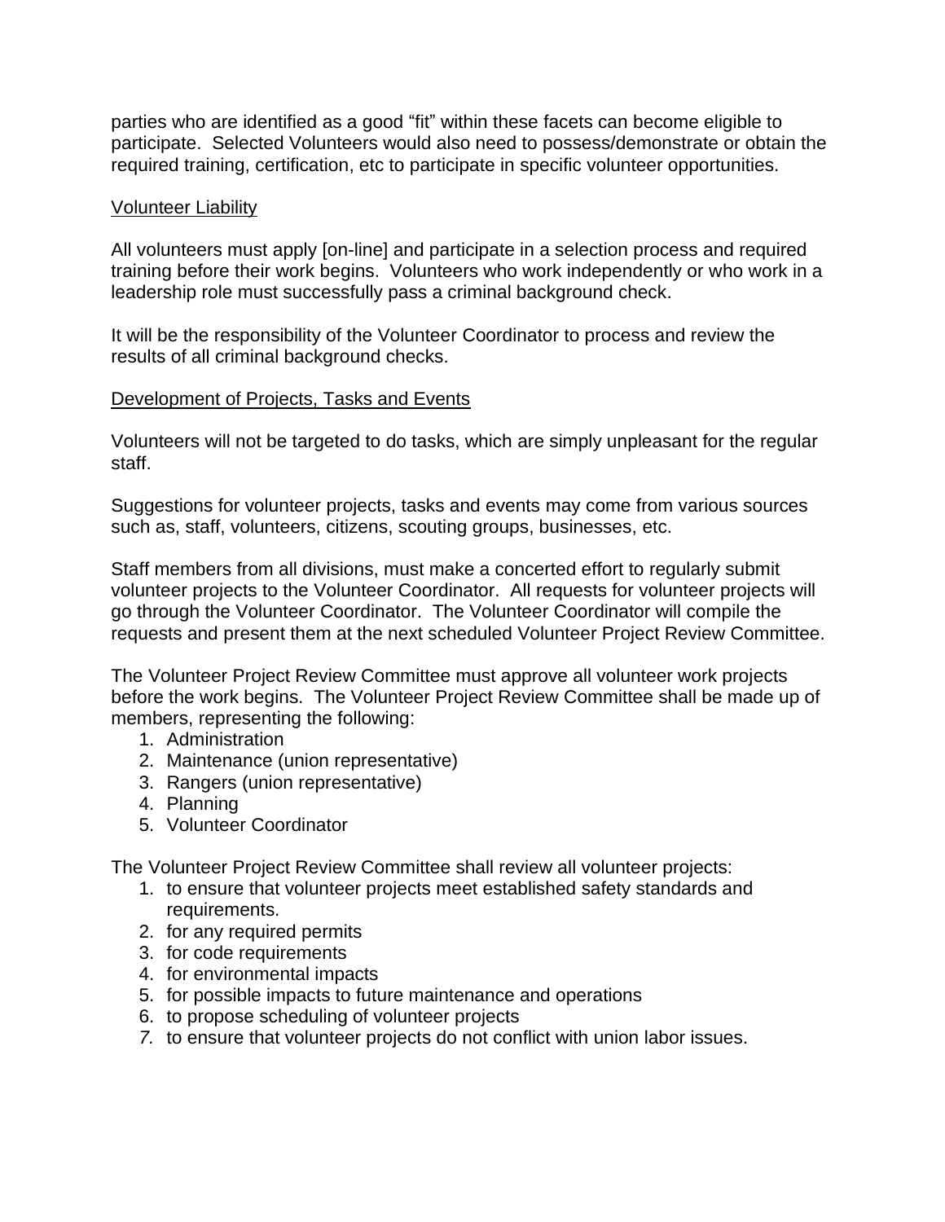parties who are identified as a good "fit" within these facets can become eligible to participate. Selected Volunteers would also need to possess/demonstrate or obtain the required training, certification, etc to participate in specific volunteer opportunities.

<u>Volunteer Liability</u>

All volunteers must apply [on-line] and participate in a selection process and required training before their work begins. Volunteers who work independently or who work in a leadership role must successfully pass a criminal background check.

It will be the responsibility of the Volunteer Coordinator to process and review the results of all criminal background checks.

<u>Development of Projects, Tasks and Events</u>

Volunteers will not be targeted to do tasks, which are simply unpleasant for the regular staff.

Suggestions for volunteer projects, tasks and events may come from various sources such as, staff, volunteers, citizens, scouting groups, businesses, etc.

Staff members from all divisions, must make a concerted effort to regularly submit volunteer projects to the Volunteer Coordinator. All requests for volunteer projects will go through the Volunteer Coordinator. The Volunteer Coordinator will compile the requests and present them at the next scheduled Volunteer Project Review Committee.

The Volunteer Project Review Committee must approve all volunteer work projects before the work begins. The Volunteer Project Review Committee shall be made up of members, representing the following:

1. Administration
2. Maintenance (union representative)
3. Rangers (union representative)
4. Planning
5. Volunteer Coordinator

The Volunteer Project Review Committee shall review all volunteer projects:

1. to ensure that volunteer projects meet established safety standards and requirements.
2. for any required permits
3. for code requirements
4. for environmental impacts
5. for possible impacts to future maintenance and operations
6. to propose scheduling of volunteer projects
7. to ensure that volunteer projects do not conflict with union labor issues.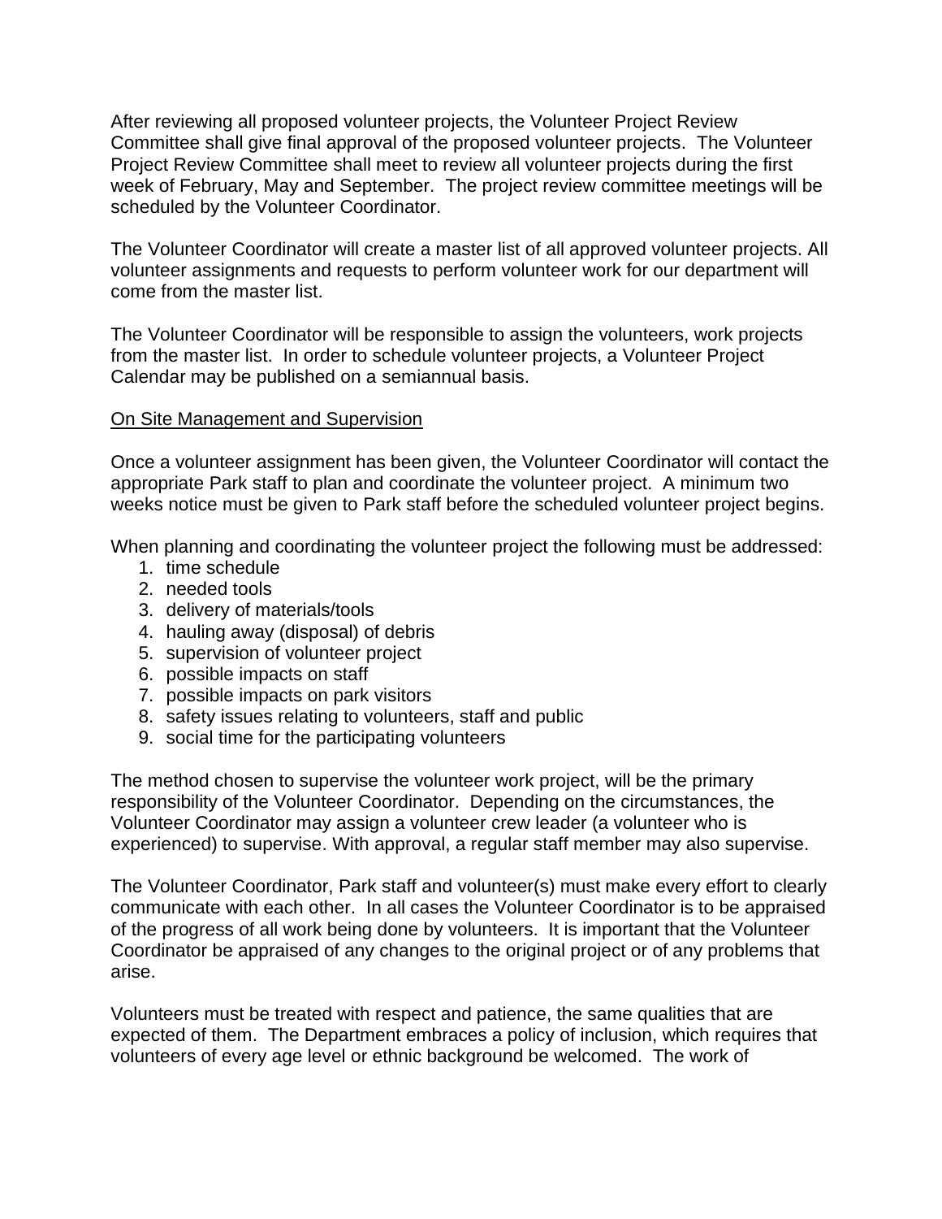After reviewing all proposed volunteer projects, the Volunteer Project Review Committee shall give final approval of the proposed volunteer projects. The Volunteer Project Review Committee shall meet to review all volunteer projects during the first week of February, May and September. The project review committee meetings will be scheduled by the Volunteer Coordinator.

The Volunteer Coordinator will create a master list of all approved volunteer projects. All volunteer assignments and requests to perform volunteer work for our department will come from the master list.

The Volunteer Coordinator will be responsible to assign the volunteers, work projects from the master list. In order to schedule volunteer projects, a Volunteer Project Calendar may be published on a semiannual basis.

<u>On Site Management and Supervision</u>

Once a volunteer assignment has been given, the Volunteer Coordinator will contact the appropriate Park staff to plan and coordinate the volunteer project. A minimum two weeks notice must be given to Park staff before the scheduled volunteer project begins.

When planning and coordinating the volunteer project the following must be addressed:

1. time schedule
2. needed tools
3. delivery of materials/tools
4. hauling away (disposal) of debris
5. supervision of volunteer project
6. possible impacts on staff
7. possible impacts on park visitors
8. safety issues relating to volunteers, staff and public
9. social time for the participating volunteers

The method chosen to supervise the volunteer work project, will be the primary responsibility of the Volunteer Coordinator. Depending on the circumstances, the Volunteer Coordinator may assign a volunteer crew leader (a volunteer who is experienced) to supervise. With approval, a regular staff member may also supervise.

The Volunteer Coordinator, Park staff and volunteer(s) must make every effort to clearly communicate with each other. In all cases the Volunteer Coordinator is to be appraised of the progress of all work being done by volunteers. It is important that the Volunteer Coordinator be appraised of any changes to the original project or of any problems that arise.

Volunteers must be treated with respect and patience, the same qualities that are expected of them. The Department embraces a policy of inclusion, which requires that volunteers of every age level or ethnic background be welcomed. The work of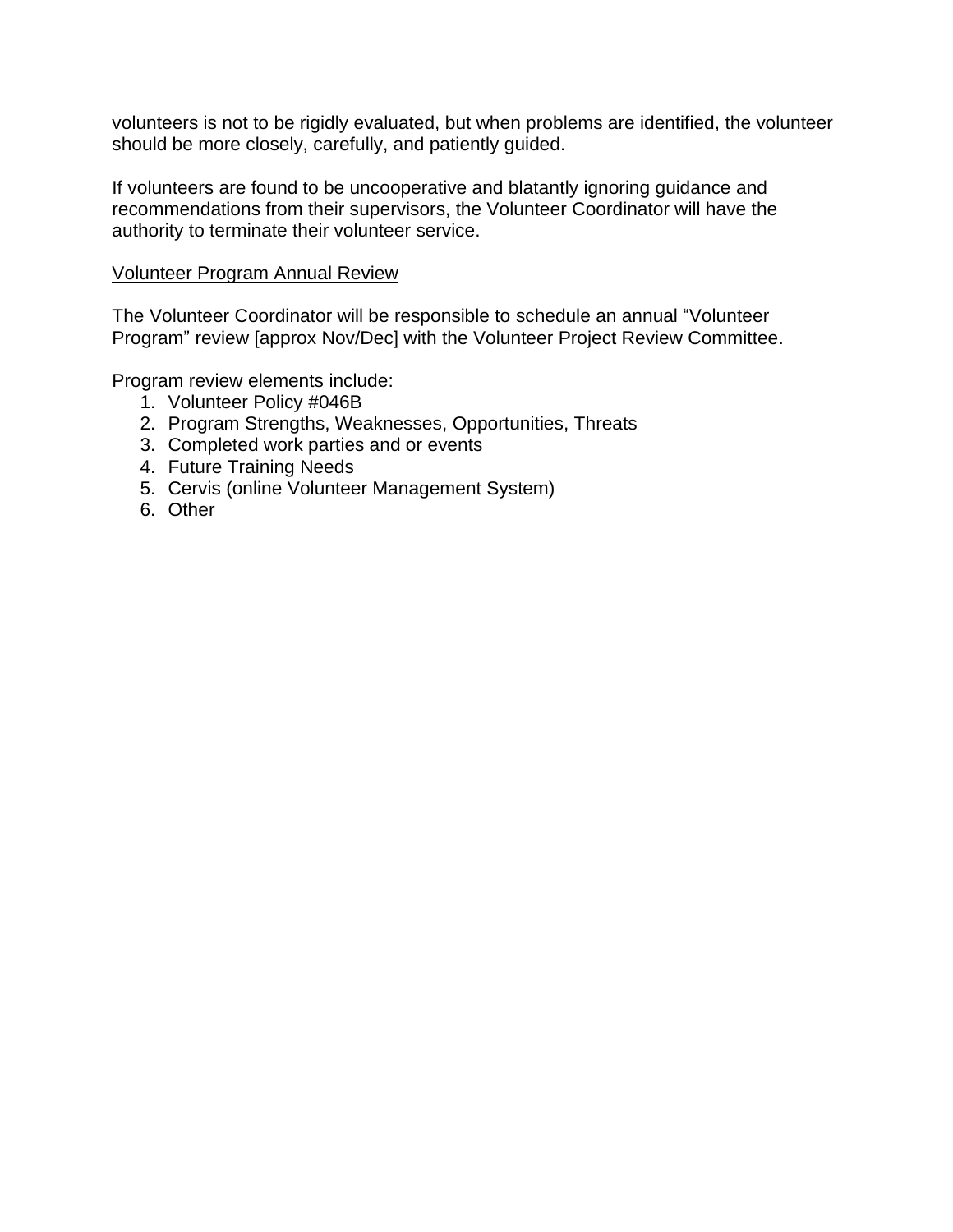volunteers is not to be rigidly evaluated, but when problems are identified, the volunteer should be more closely, carefully, and patiently guided.

If volunteers are found to be uncooperative and blatantly ignoring guidance and recommendations from their supervisors, the Volunteer Coordinator will have the authority to terminate their volunteer service.

<u>Volunteer Program Annual Review</u>

The Volunteer Coordinator will be responsible to schedule an annual "Volunteer Program" review [approx Nov/Dec] with the Volunteer Project Review Committee.

Program review elements include:

1. Volunteer Policy #046B
2. Program Strengths, Weaknesses, Opportunities, Threats
3. Completed work parties and or events
4. Future Training Needs
5. Cervis (online Volunteer Management System)
6. Other